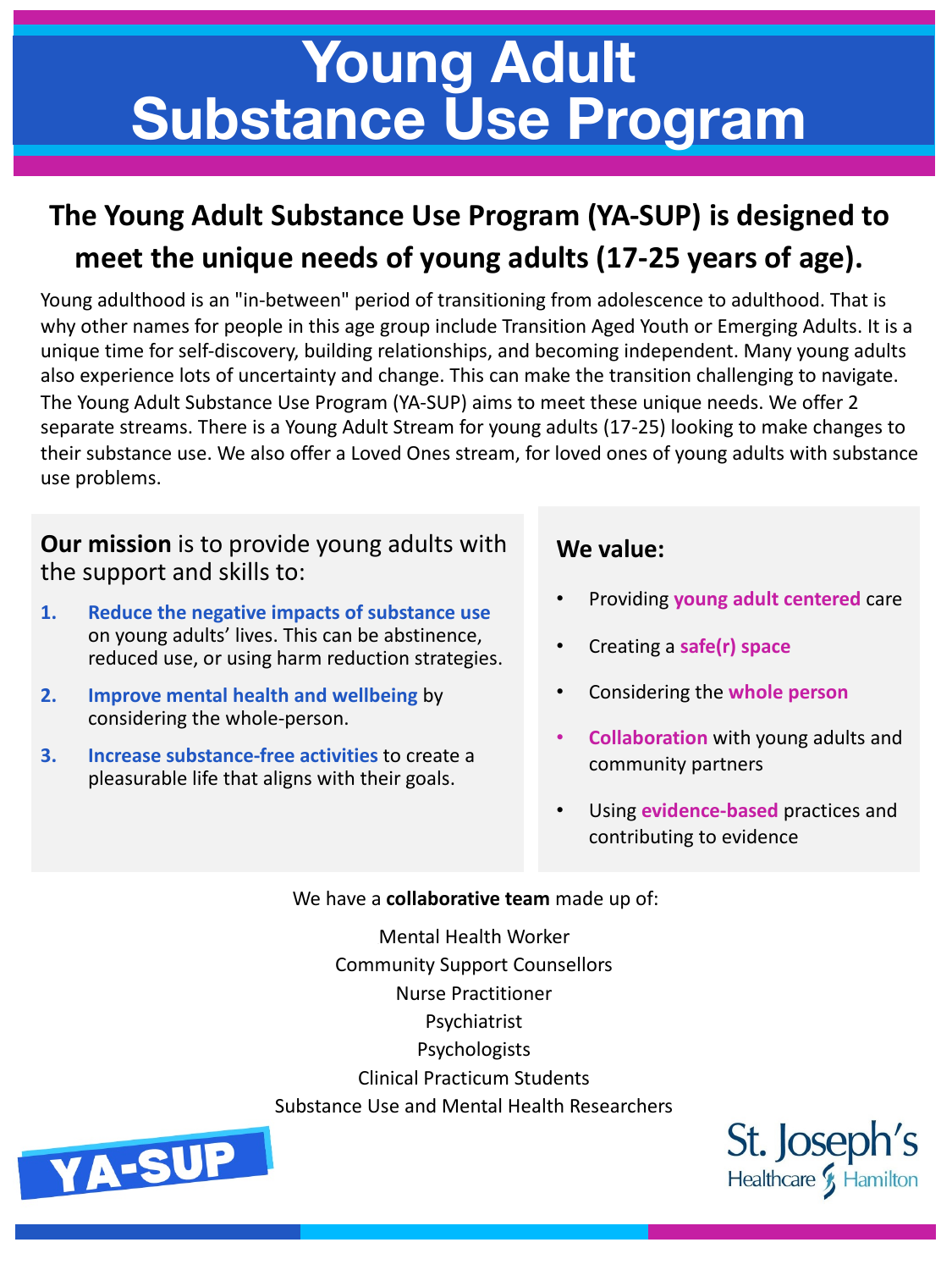# Young Adult Substance Use Program

## The Young Adult Substance Use Program (YA-SUP) is designed to meet the unique needs of young adults (17-25 years of age).

Young adulthood is an "in-between" period of transitioning from adolescence to adulthood. That is why other names for people in this age group include Transition Aged Youth or Emerging Adults. It is a unique time for self-discovery, building relationships, and becoming independent. Many young adults also experience lots of uncertainty and change. This can make the transition challenging to navigate. The Young Adult Substance Use Program (YA-SUP) aims to meet these unique needs. We offer 2 separate streams. There is a Young Adult Stream for young adults (17-25) looking to make changes to their substance use. We also offer a Loved Ones stream, for loved ones of young adults with substance use problems.

**Our mission** is to provide young adults with the support and skills to:

1. **Reduce the negative impacts of substance use** on young adults' lives. This can be abstinence, reduced use, or using harm reduction strategies.
2. **Improve mental health and wellbeing** by considering the whole-person.
3. **Increase substance-free activities** to create a pleasurable life that aligns with their goals.

**We value:**

- Providing **young adult centered** care
- Creating a **safe(r) space**
- Considering the **whole person**
- **Collaboration** with young adults and community partners
- Using **evidence-based** practices and contributing to evidence

We have a **collaborative team** made up of:

Mental Health Worker
Community Support Counsellors
Nurse Practitioner
Psychiatrist
Psychologists
Clinical Practicum Students
Substance Use and Mental Health Researchers

YA-SUP

St. Joseph's Healthcare Hamilton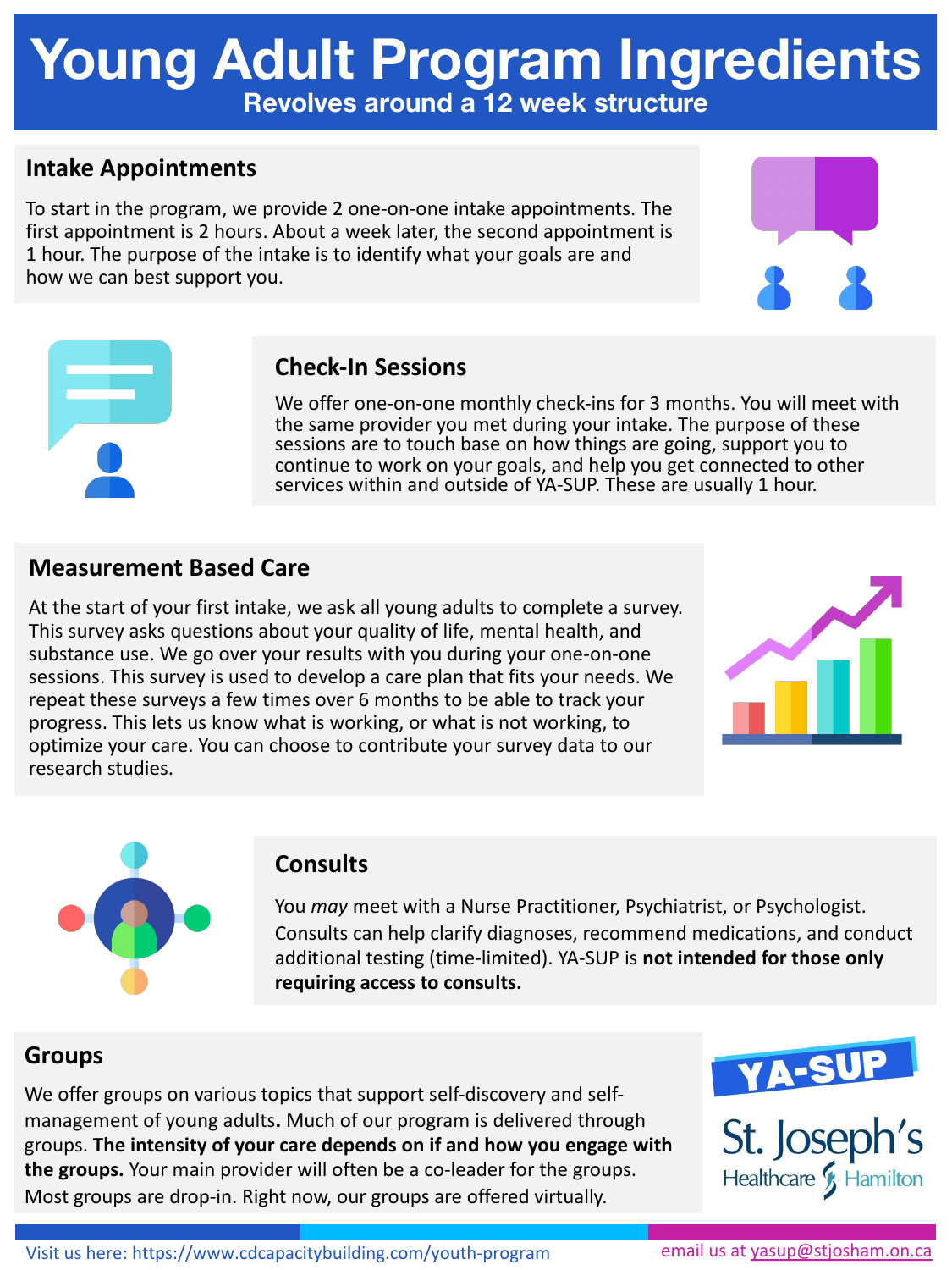# Young Adult Program Ingredients

**Revolves around a 12 week structure**

## Intake Appointments

To start in the program, we provide 2 one-on-one intake appointments. The first appointment is 2 hours. About a week later, the second appointment is 1 hour. The purpose of the intake is to identify what your goals are and how we can best support you.

## Check-In Sessions

We offer one-on-one monthly check-ins for 3 months. You will meet with the same provider you met during your intake. The purpose of these sessions are to touch base on how things are going, support you to continue to work on your goals, and help you get connected to other services within and outside of YA-SUP. These are usually 1 hour.

## Measurement Based Care

At the start of your first intake, we ask all young adults to complete a survey. This survey asks questions about your quality of life, mental health, and substance use. We go over your results with you during your one-on-one sessions. This survey is used to develop a care plan that fits your needs. We repeat these surveys a few times over 6 months to be able to track your progress. This lets us know what is working, or what is not working, to optimize your care. You can choose to contribute your survey data to our research studies.

## Consults

You *may* meet with a Nurse Practitioner, Psychiatrist, or Psychologist. Consults can help clarify diagnoses, recommend medications, and conduct additional testing (time-limited). YA-SUP is **not intended for those only requiring access to consults.**

## Groups

We offer groups on various topics that support self-discovery and self-management of young adults**.** Much of our program is delivered through groups. **The intensity of your care depends on if and how you engage with the groups.** Your main provider will often be a co-leader for the groups. Most groups are drop-in. Right now, our groups are offered virtually.

YA-SUP

St. Joseph's Healthcare Hamilton

Visit us here: https://www.cdcapacitybuilding.com/youth-program

email us at yasup@stjosham.on.ca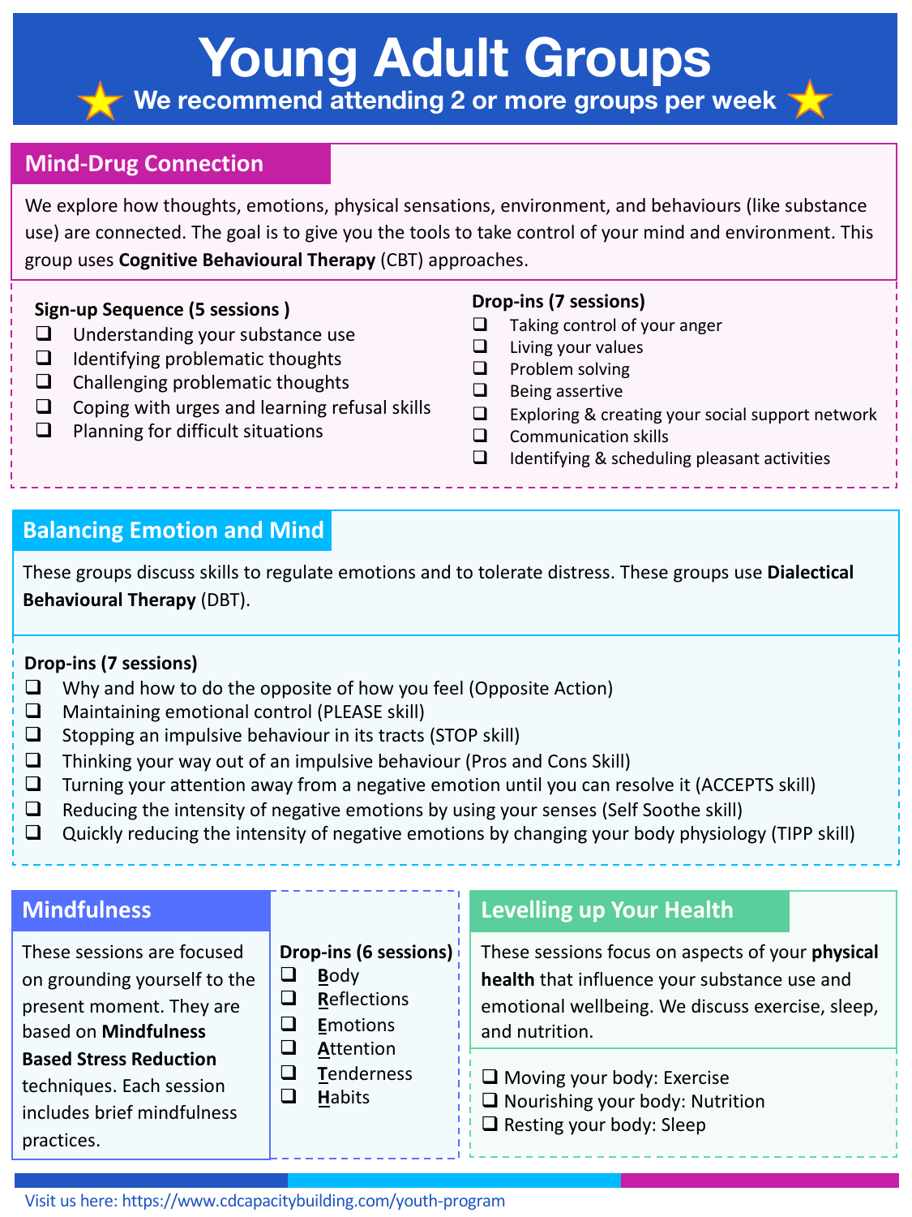# Young Adult Groups

**We recommend attending 2 or more groups per week**

## Mind-Drug Connection

We explore how thoughts, emotions, physical sensations, environment, and behaviours (like substance use) are connected. The goal is to give you the tools to take control of your mind and environment. This group uses **Cognitive Behavioural Therapy** (CBT) approaches.

**Sign-up Sequence (5 sessions )**

- ❑ Understanding your substance use
- ❑ Identifying problematic thoughts
- ❑ Challenging problematic thoughts
- ❑ Coping with urges and learning refusal skills
- ❑ Planning for difficult situations

**Drop-ins (7 sessions)**

- ❑ Taking control of your anger
- ❑ Living your values
- ❑ Problem solving
- ❑ Being assertive
- ❑ Exploring & creating your social support network
- ❑ Communication skills
- ❑ Identifying & scheduling pleasant activities

## Balancing Emotion and Mind

These groups discuss skills to regulate emotions and to tolerate distress. These groups use **Dialectical Behavioural Therapy** (DBT).

**Drop-ins (7 sessions)**

- ❑ Why and how to do the opposite of how you feel (Opposite Action)
- ❑ Maintaining emotional control (PLEASE skill)
- ❑ Stopping an impulsive behaviour in its tracts (STOP skill)
- ❑ Thinking your way out of an impulsive behaviour (Pros and Cons Skill)
- ❑ Turning your attention away from a negative emotion until you can resolve it (ACCEPTS skill)
- ❑ Reducing the intensity of negative emotions by using your senses (Self Soothe skill)
- ❑ Quickly reducing the intensity of negative emotions by changing your body physiology (TIPP skill)

## Mindfulness

These sessions are focused on grounding yourself to the present moment. They are based on **Mindfulness Based Stress Reduction** techniques. Each session includes brief mindfulness practices.

**Drop-ins (6 sessions)**

- ❑ **B**ody
- ❑ **R**eflections
- ❑ **E**motions
- ❑ **A**ttention
- ❑ **T**enderness
- ❑ **H**abits

## Levelling up Your Health

These sessions focus on aspects of your **physical health** that influence your substance use and emotional wellbeing. We discuss exercise, sleep, and nutrition.

- ❑ Moving your body: Exercise
- ❑ Nourishing your body: Nutrition
- ❑ Resting your body: Sleep

Visit us here: https://www.cdcapacitybuilding.com/youth-program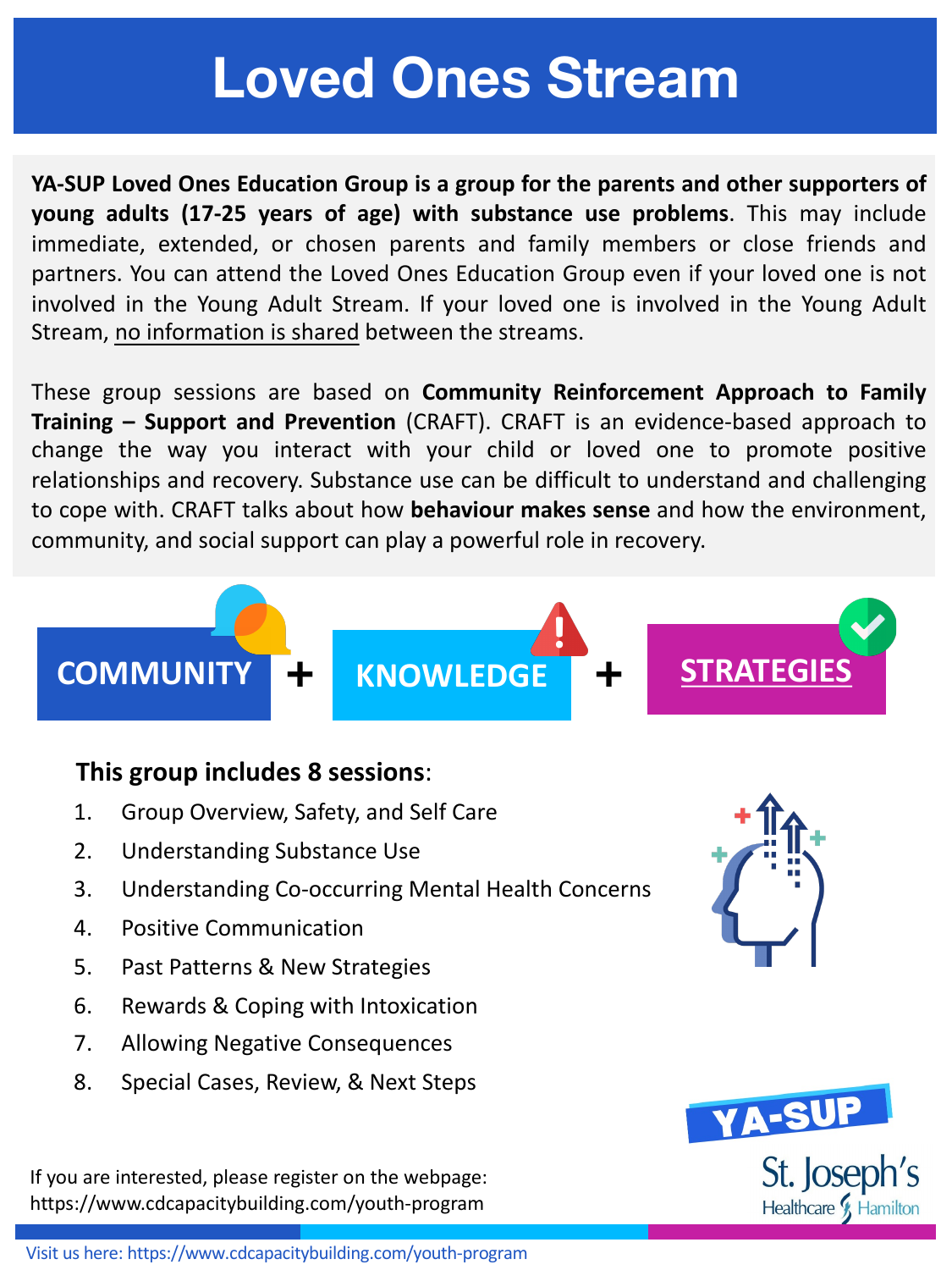# Loved Ones Stream

**YA-SUP Loved Ones Education Group is a group for the parents and other supporters of young adults (17-25 years of age) with substance use problems**. This may include immediate, extended, or chosen parents and family members or close friends and partners. You can attend the Loved Ones Education Group even if your loved one is not involved in the Young Adult Stream. If your loved one is involved in the Young Adult Stream, no information is shared between the streams.

These group sessions are based on **Community Reinforcement Approach to Family Training – Support and Prevention** (CRAFT). CRAFT is an evidence-based approach to change the way you interact with your child or loved one to promote positive relationships and recovery. Substance use can be difficult to understand and challenging to cope with. CRAFT talks about how **behaviour makes sense** and how the environment, community, and social support can play a powerful role in recovery.

**COMMUNITY** + **KNOWLEDGE** + **STRATEGIES**

**This group includes 8 sessions**:

1. Group Overview, Safety, and Self Care
2. Understanding Substance Use
3. Understanding Co-occurring Mental Health Concerns
4. Positive Communication
5. Past Patterns & New Strategies
6. Rewards & Coping with Intoxication
7. Allowing Negative Consequences
8. Special Cases, Review, & Next Steps

If you are interested, please register on the webpage:
https://www.cdcapacitybuilding.com/youth-program

YA-SUP

St. Joseph's Healthcare Hamilton

Visit us here: https://www.cdcapacitybuilding.com/youth-program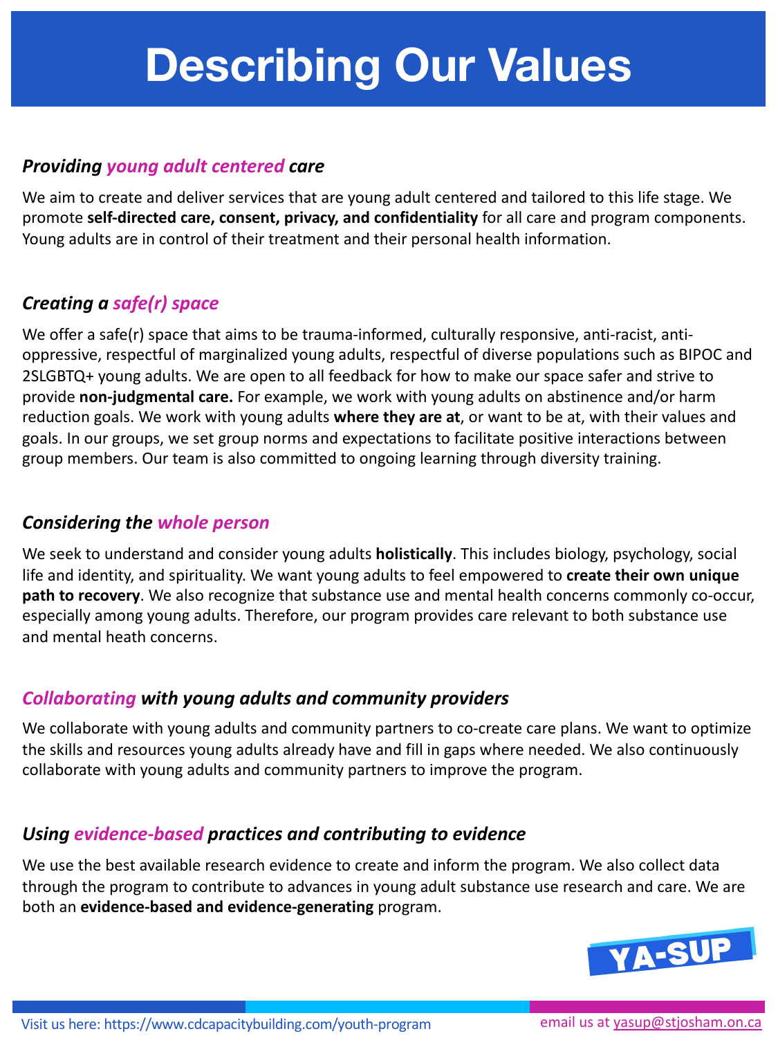# Describing Our Values

### *Providing young adult centered care*

We aim to create and deliver services that are young adult centered and tailored to this life stage. We promote **self-directed care, consent, privacy, and confidentiality** for all care and program components. Young adults are in control of their treatment and their personal health information.

### *Creating a safe(r) space*

We offer a safe(r) space that aims to be trauma-informed, culturally responsive, anti-racist, anti-oppressive, respectful of marginalized young adults, respectful of diverse populations such as BIPOC and 2SLGBTQ+ young adults. We are open to all feedback for how to make our space safer and strive to provide **non-judgmental care.** For example, we work with young adults on abstinence and/or harm reduction goals. We work with young adults **where they are at**, or want to be at, with their values and goals. In our groups, we set group norms and expectations to facilitate positive interactions between group members. Our team is also committed to ongoing learning through diversity training.

### *Considering the whole person*

We seek to understand and consider young adults **holistically**. This includes biology, psychology, social life and identity, and spirituality. We want young adults to feel empowered to **create their own unique path to recovery**. We also recognize that substance use and mental health concerns commonly co-occur, especially among young adults. Therefore, our program provides care relevant to both substance use and mental heath concerns.

### *Collaborating with young adults and community providers*

We collaborate with young adults and community partners to co-create care plans. We want to optimize the skills and resources young adults already have and fill in gaps where needed. We also continuously collaborate with young adults and community partners to improve the program.

### *Using evidence-based practices and contributing to evidence*

We use the best available research evidence to create and inform the program. We also collect data through the program to contribute to advances in young adult substance use research and care. We are both an **evidence-based and evidence-generating** program.

YA-SUP

Visit us here: https://www.cdcapacitybuilding.com/youth-program

email us at yasup@stjosham.on.ca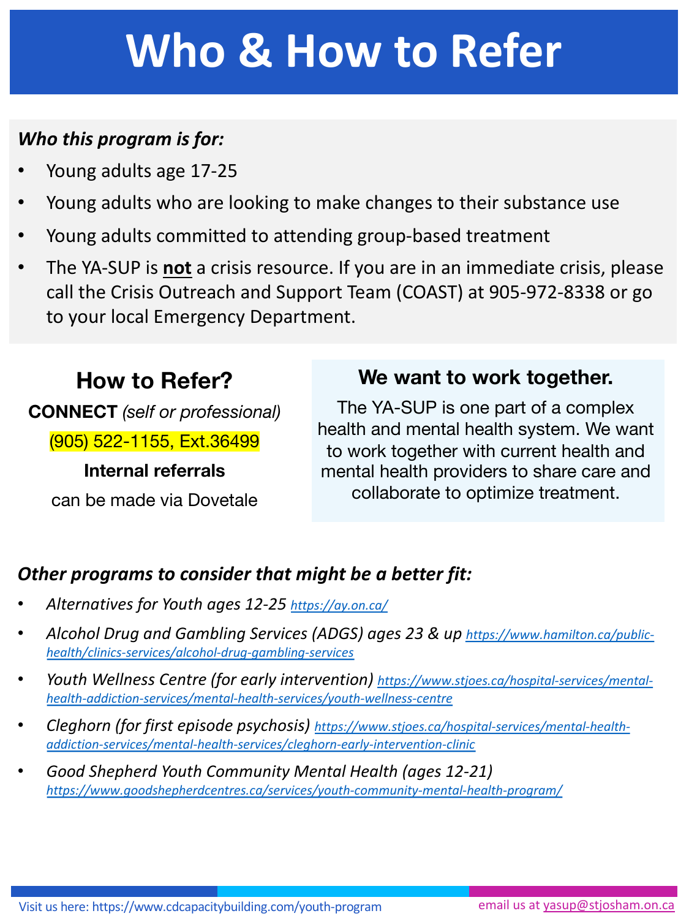# Who & How to Refer

***Who this program is for:***

- Young adults age 17-25
- Young adults who are looking to make changes to their substance use
- Young adults committed to attending group-based treatment
- The YA-SUP is **not** a crisis resource. If you are in an immediate crisis, please call the Crisis Outreach and Support Team (COAST) at 905-972-8338 or go to your local Emergency Department.

## How to Refer?

**CONNECT** *(self or professional)*

(905) 522-1155, Ext.36499

**Internal referrals**

can be made via Dovetale

## We want to work together.

The YA-SUP is one part of a complex health and mental health system. We want to work together with current health and mental health providers to share care and collaborate to optimize treatment.

***Other programs to consider that might be a better fit:***

- *Alternatives for Youth ages 12-25* https://ay.on.ca/
- *Alcohol Drug and Gambling Services (ADGS) ages 23 & up* https://www.hamilton.ca/public-health/clinics-services/alcohol-drug-gambling-services
- *Youth Wellness Centre (for early intervention)* https://www.stjoes.ca/hospital-services/mental-health-addiction-services/mental-health-services/youth-wellness-centre
- *Cleghorn (for first episode psychosis)* https://www.stjoes.ca/hospital-services/mental-health-addiction-services/mental-health-services/cleghorn-early-intervention-clinic
- *Good Shepherd Youth Community Mental Health (ages 12-21)* https://www.goodshepherdcentres.ca/services/youth-community-mental-health-program/

Visit us here: https://www.cdcapacitybuilding.com/youth-program

email us at yasup@stjosham.on.ca